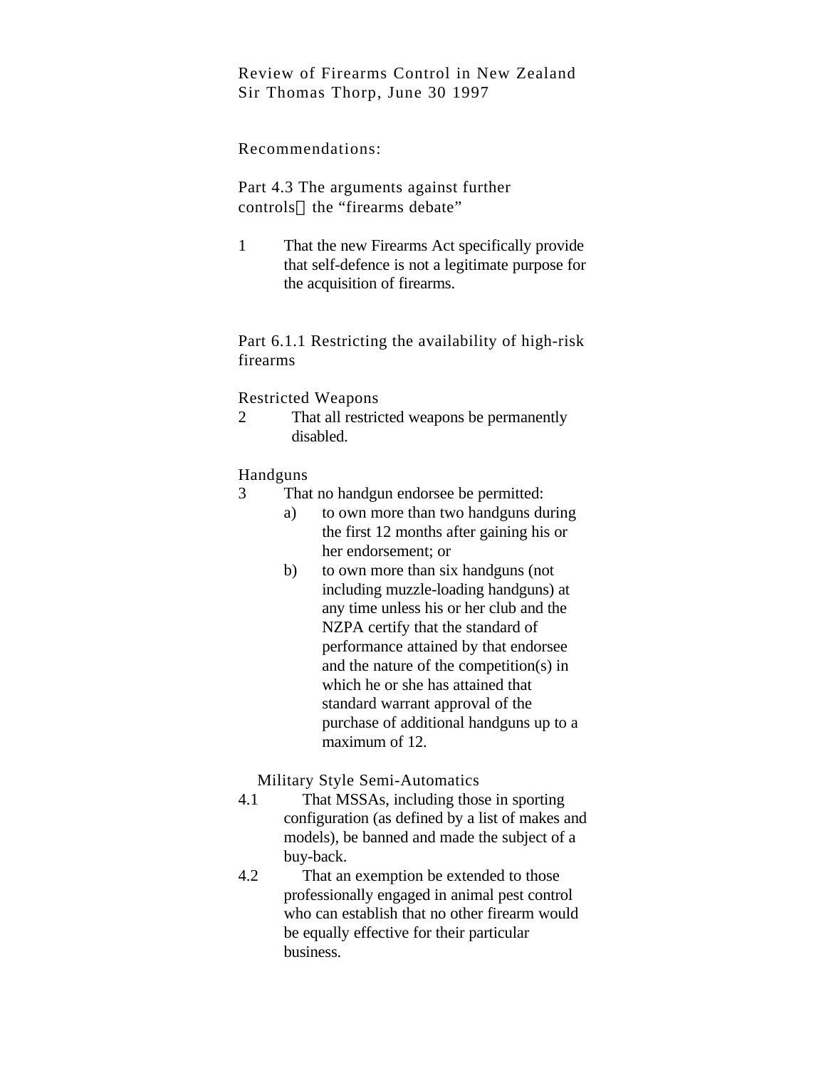Review of Firearms Control in New Zealand
Sir Thomas Thorp, June 30 1997

## Recommendations:

### Part 4.3 The arguments against further controls the “firearms debate”

1 That the new Firearms Act specifically provide that self-defence is not a legitimate purpose for the acquisition of firearms.

### Part 6.1.1 Restricting the availability of high-risk firearms

#### Restricted Weapons

2 That all restricted weapons be permanently disabled.

#### Handguns

3 That no handgun endorsee be permitted:

a) to own more than two handguns during the first 12 months after gaining his or her endorsement; or

b) to own more than six handguns (not including muzzle-loading handguns) at any time unless his or her club and the NZPA certify that the standard of performance attained by that endorsee and the nature of the competition(s) in which he or she has attained that standard warrant approval of the purchase of additional handguns up to a maximum of 12.

#### Military Style Semi-Automatics

4.1 That MSSAs, including those in sporting configuration (as defined by a list of makes and models), be banned and made the subject of a buy-back.

4.2 That an exemption be extended to those professionally engaged in animal pest control who can establish that no other firearm would be equally effective for their particular business.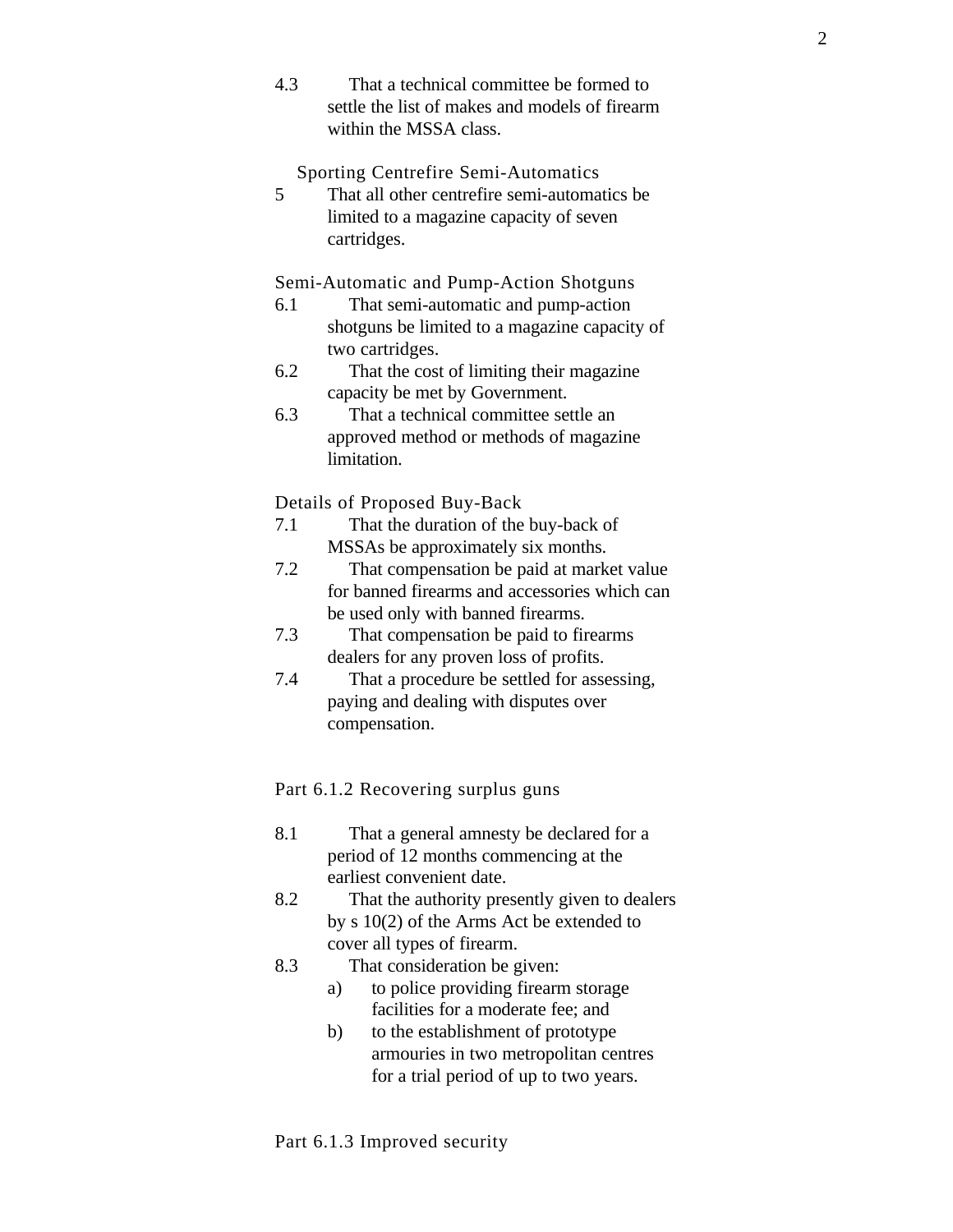4.3 That a technical committee be formed to settle the list of makes and models of firearm within the MSSA class.

### Sporting Centrefire Semi-Automatics

5 That all other centrefire semi-automatics be limited to a magazine capacity of seven cartridges.

### Semi-Automatic and Pump-Action Shotguns

6.1 That semi-automatic and pump-action shotguns be limited to a magazine capacity of two cartridges.

6.2 That the cost of limiting their magazine capacity be met by Government.

6.3 That a technical committee settle an approved method or methods of magazine limitation.

### Details of Proposed Buy-Back

7.1 That the duration of the buy-back of MSSAs be approximately six months.

7.2 That compensation be paid at market value for banned firearms and accessories which can be used only with banned firearms.

7.3 That compensation be paid to firearms dealers for any proven loss of profits.

7.4 That a procedure be settled for assessing, paying and dealing with disputes over compensation.

## Part 6.1.2 Recovering surplus guns

8.1 That a general amnesty be declared for a period of 12 months commencing at the earliest convenient date.

8.2 That the authority presently given to dealers by s 10(2) of the Arms Act be extended to cover all types of firearm.

8.3 That consideration be given:

a) to police providing firearm storage facilities for a moderate fee; and

b) to the establishment of prototype armouries in two metropolitan centres for a trial period of up to two years.

## Part 6.1.3 Improved security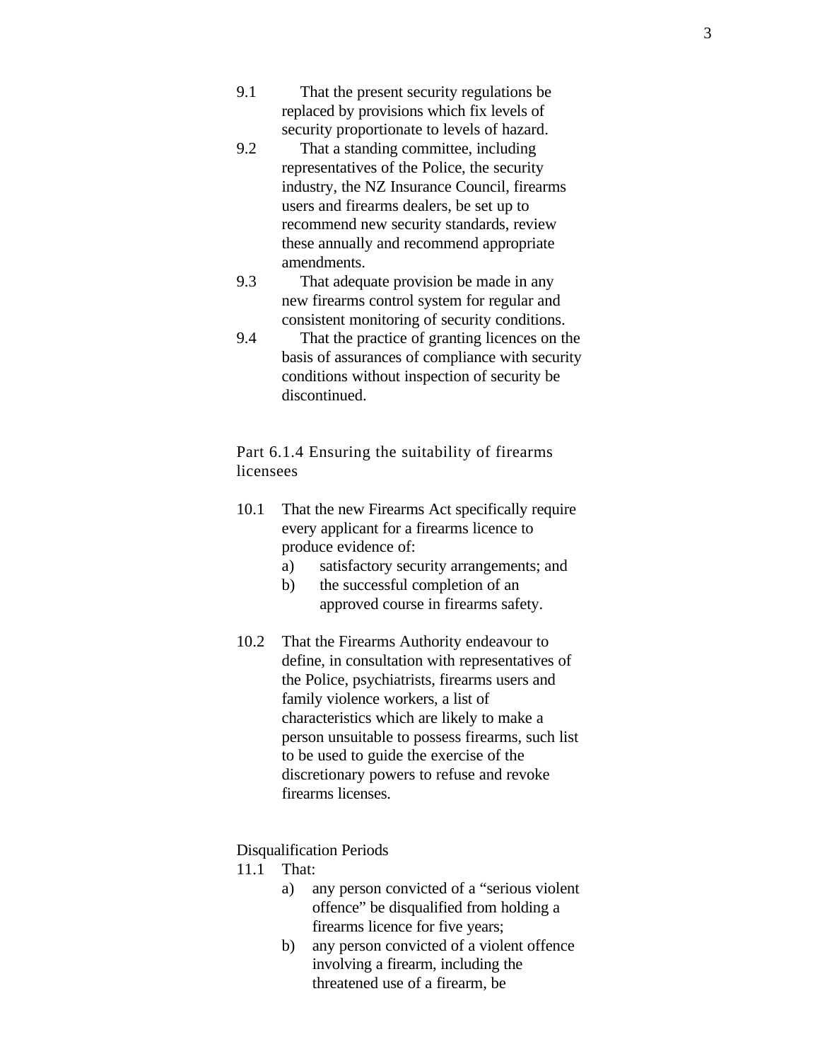9.1 That the present security regulations be replaced by provisions which fix levels of security proportionate to levels of hazard.

9.2 That a standing committee, including representatives of the Police, the security industry, the NZ Insurance Council, firearms users and firearms dealers, be set up to recommend new security standards, review these annually and recommend appropriate amendments.

9.3 That adequate provision be made in any new firearms control system for regular and consistent monitoring of security conditions.

9.4 That the practice of granting licences on the basis of assurances of compliance with security conditions without inspection of security be discontinued.

## Part 6.1.4 Ensuring the suitability of firearms licensees

10.1 That the new Firearms Act specifically require every applicant for a firearms licence to produce evidence of:

a) satisfactory security arrangements; and

b) the successful completion of an approved course in firearms safety.

10.2 That the Firearms Authority endeavour to define, in consultation with representatives of the Police, psychiatrists, firearms users and family violence workers, a list of characteristics which are likely to make a person unsuitable to possess firearms, such list to be used to guide the exercise of the discretionary powers to refuse and revoke firearms licenses.

Disqualification Periods

11.1 That:

a) any person convicted of a "serious violent offence" be disqualified from holding a firearms licence for five years;

b) any person convicted of a violent offence involving a firearm, including the threatened use of a firearm, be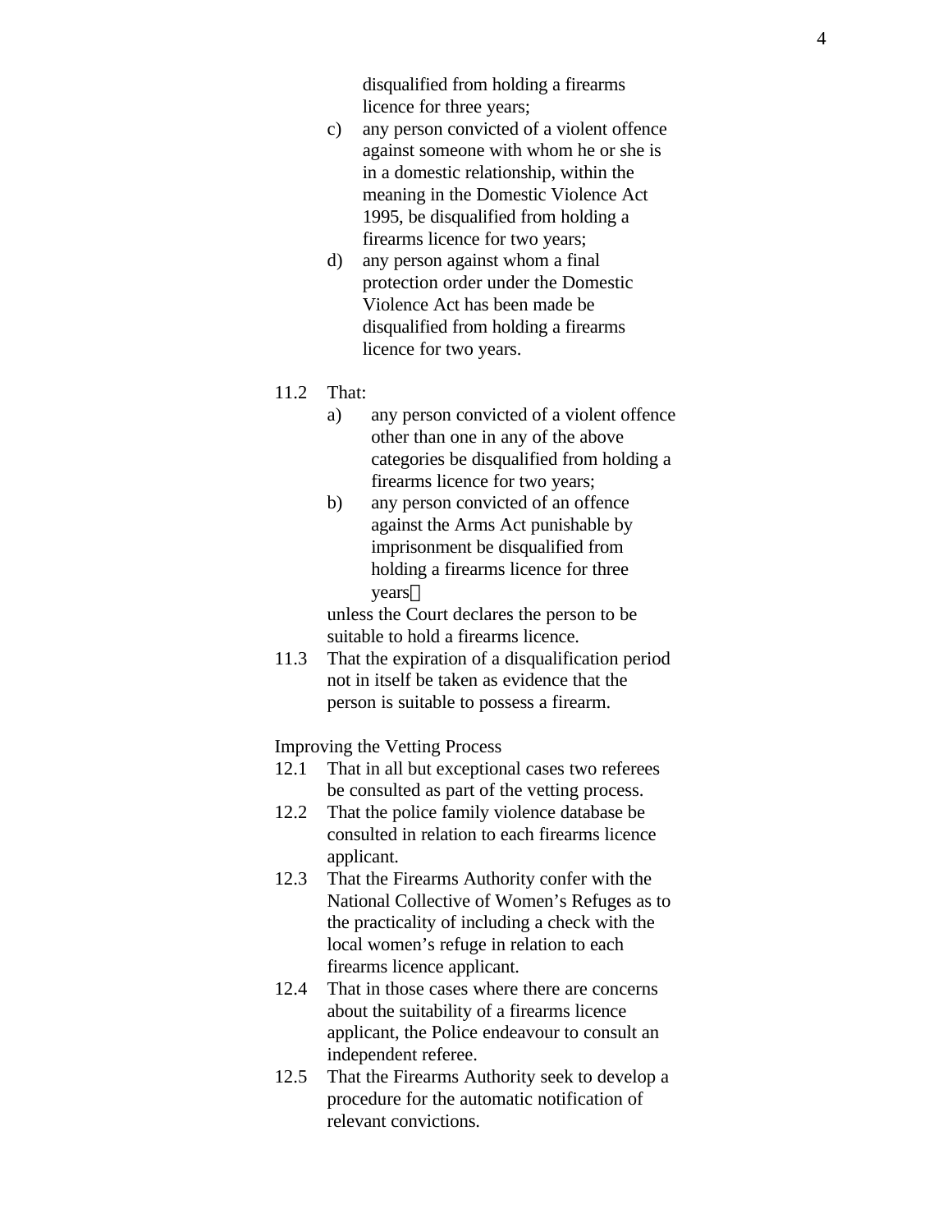disqualified from holding a firearms licence for three years;

c) any person convicted of a violent offence against someone with whom he or she is in a domestic relationship, within the meaning in the Domestic Violence Act 1995, be disqualified from holding a firearms licence for two years;

d) any person against whom a final protection order under the Domestic Violence Act has been made be disqualified from holding a firearms licence for two years.

11.2 That:

a) any person convicted of a violent offence other than one in any of the above categories be disqualified from holding a firearms licence for two years;

b) any person convicted of an offence against the Arms Act punishable by imprisonment be disqualified from holding a firearms licence for three years

unless the Court declares the person to be suitable to hold a firearms licence.

11.3 That the expiration of a disqualification period not in itself be taken as evidence that the person is suitable to possess a firearm.

Improving the Vetting Process

12.1 That in all but exceptional cases two referees be consulted as part of the vetting process.

12.2 That the police family violence database be consulted in relation to each firearms licence applicant.

12.3 That the Firearms Authority confer with the National Collective of Women's Refuges as to the practicality of including a check with the local women's refuge in relation to each firearms licence applicant.

12.4 That in those cases where there are concerns about the suitability of a firearms licence applicant, the Police endeavour to consult an independent referee.

12.5 That the Firearms Authority seek to develop a procedure for the automatic notification of relevant convictions.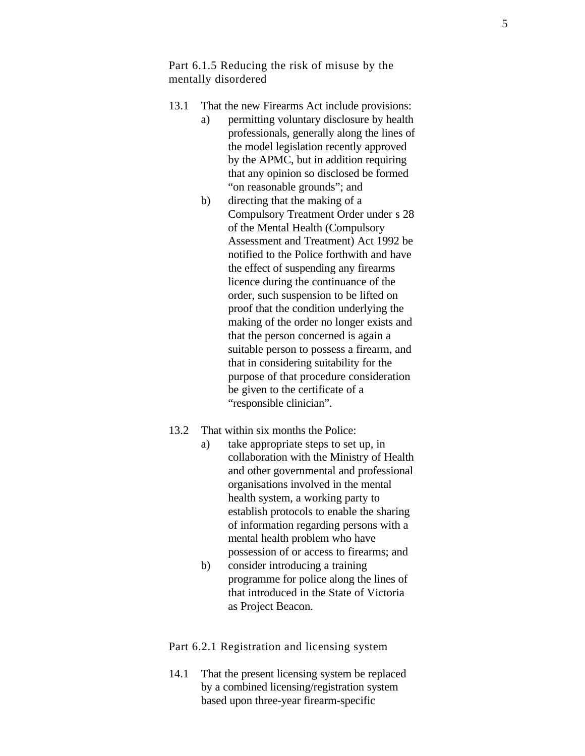### Part 6.1.5 Reducing the risk of misuse by the mentally disordered

13.1 That the new Firearms Act include provisions:

a) permitting voluntary disclosure by health professionals, generally along the lines of the model legislation recently approved by the APMC, but in addition requiring that any opinion so disclosed be formed "on reasonable grounds"; and

b) directing that the making of a Compulsory Treatment Order under s 28 of the Mental Health (Compulsory Assessment and Treatment) Act 1992 be notified to the Police forthwith and have the effect of suspending any firearms licence during the continuance of the order, such suspension to be lifted on proof that the condition underlying the making of the order no longer exists and that the person concerned is again a suitable person to possess a firearm, and that in considering suitability for the purpose of that procedure consideration be given to the certificate of a "responsible clinician".

13.2 That within six months the Police:

a) take appropriate steps to set up, in collaboration with the Ministry of Health and other governmental and professional organisations involved in the mental health system, a working party to establish protocols to enable the sharing of information regarding persons with a mental health problem who have possession of or access to firearms; and

b) consider introducing a training programme for police along the lines of that introduced in the State of Victoria as Project Beacon.

### Part 6.2.1 Registration and licensing system

14.1 That the present licensing system be replaced by a combined licensing/registration system based upon three-year firearm-specific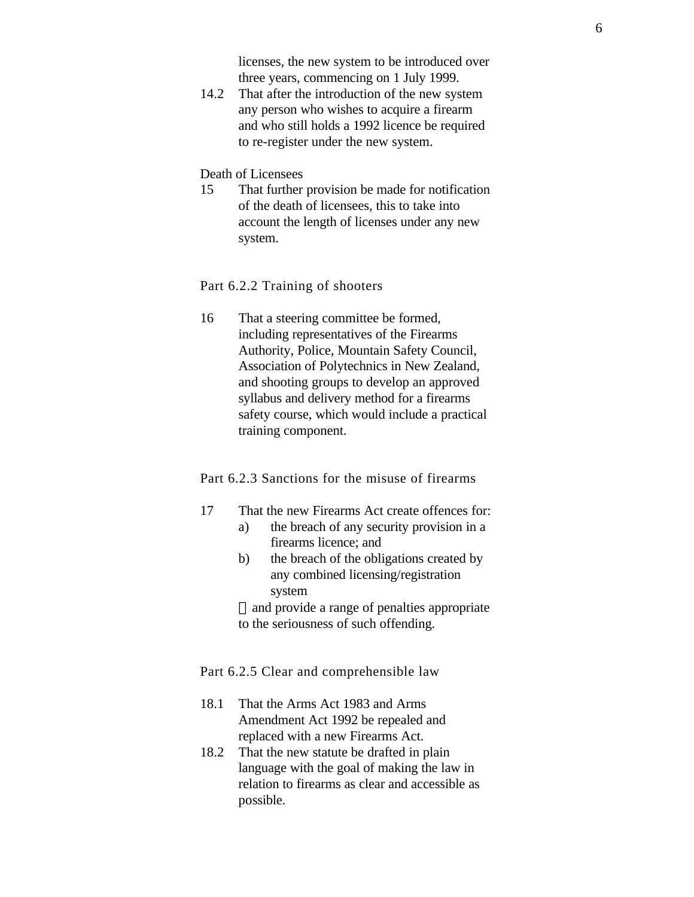licenses, the new system to be introduced over three years, commencing on 1 July 1999.

14.2 That after the introduction of the new system any person who wishes to acquire a firearm and who still holds a 1992 licence be required to re-register under the new system.

Death of Licensees

15 That further provision be made for notification of the death of licensees, this to take into account the length of licenses under any new system.

### Part 6.2.2 Training of shooters

16 That a steering committee be formed, including representatives of the Firearms Authority, Police, Mountain Safety Council, Association of Polytechnics in New Zealand, and shooting groups to develop an approved syllabus and delivery method for a firearms safety course, which would include a practical training component.

### Part 6.2.3 Sanctions for the misuse of firearms

17 That the new Firearms Act create offences for:

a) the breach of any security provision in a firearms licence; and

b) the breach of the obligations created by any combined licensing/registration system

 and provide a range of penalties appropriate to the seriousness of such offending.

### Part 6.2.5 Clear and comprehensible law

18.1 That the Arms Act 1983 and Arms Amendment Act 1992 be repealed and replaced with a new Firearms Act.

18.2 That the new statute be drafted in plain language with the goal of making the law in relation to firearms as clear and accessible as possible.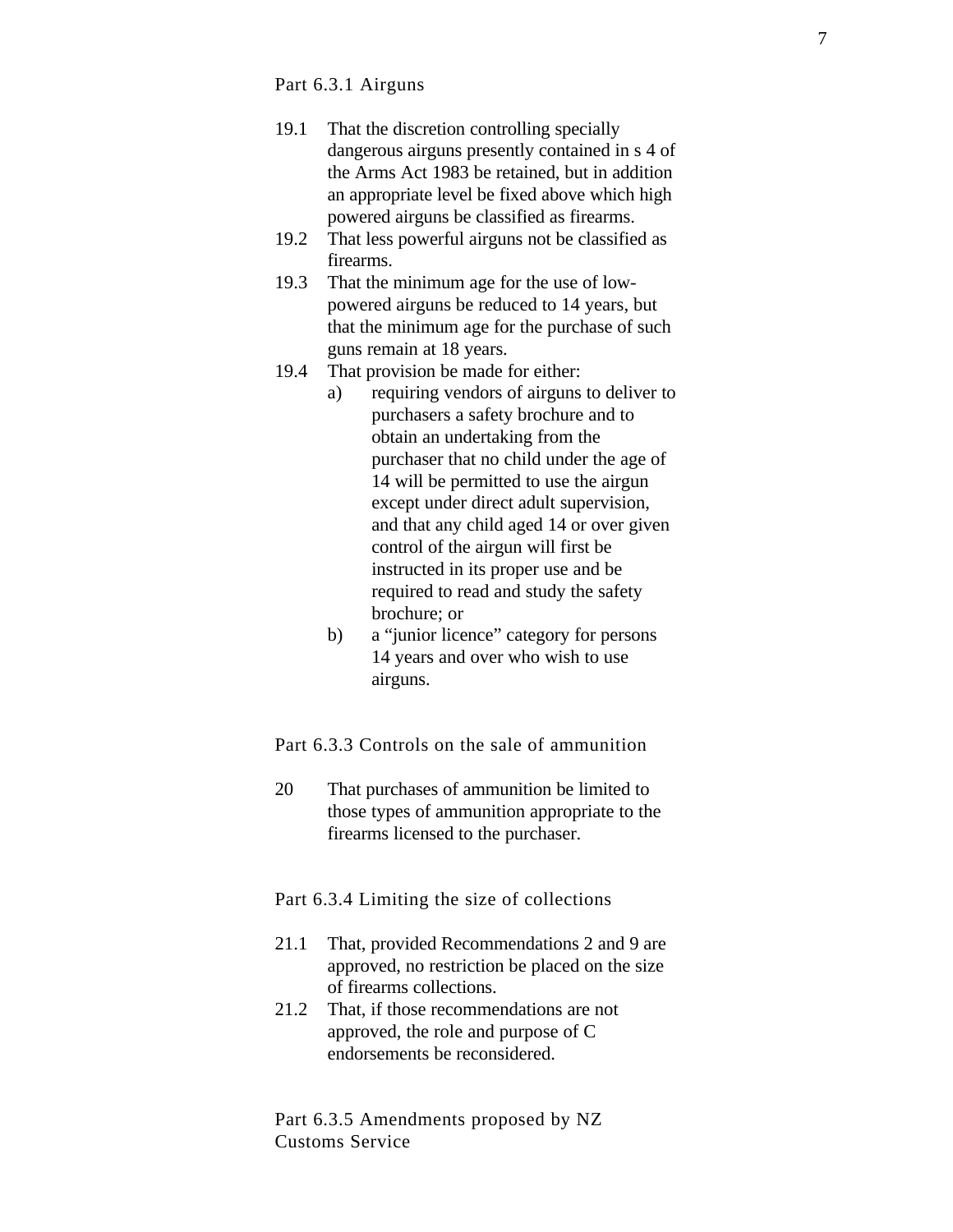### Part 6.3.1 Airguns

19.1 That the discretion controlling specially dangerous airguns presently contained in s 4 of the Arms Act 1983 be retained, but in addition an appropriate level be fixed above which high powered airguns be classified as firearms.

19.2 That less powerful airguns not be classified as firearms.

19.3 That the minimum age for the use of low-powered airguns be reduced to 14 years, but that the minimum age for the purchase of such guns remain at 18 years.

19.4 That provision be made for either:

a) requiring vendors of airguns to deliver to purchasers a safety brochure and to obtain an undertaking from the purchaser that no child under the age of 14 will be permitted to use the airgun except under direct adult supervision, and that any child aged 14 or over given control of the airgun will first be instructed in its proper use and be required to read and study the safety brochure; or

b) a "junior licence" category for persons 14 years and over who wish to use airguns.

### Part 6.3.3 Controls on the sale of ammunition

20 That purchases of ammunition be limited to those types of ammunition appropriate to the firearms licensed to the purchaser.

### Part 6.3.4 Limiting the size of collections

21.1 That, provided Recommendations 2 and 9 are approved, no restriction be placed on the size of firearms collections.

21.2 That, if those recommendations are not approved, the role and purpose of C endorsements be reconsidered.

### Part 6.3.5 Amendments proposed by NZ Customs Service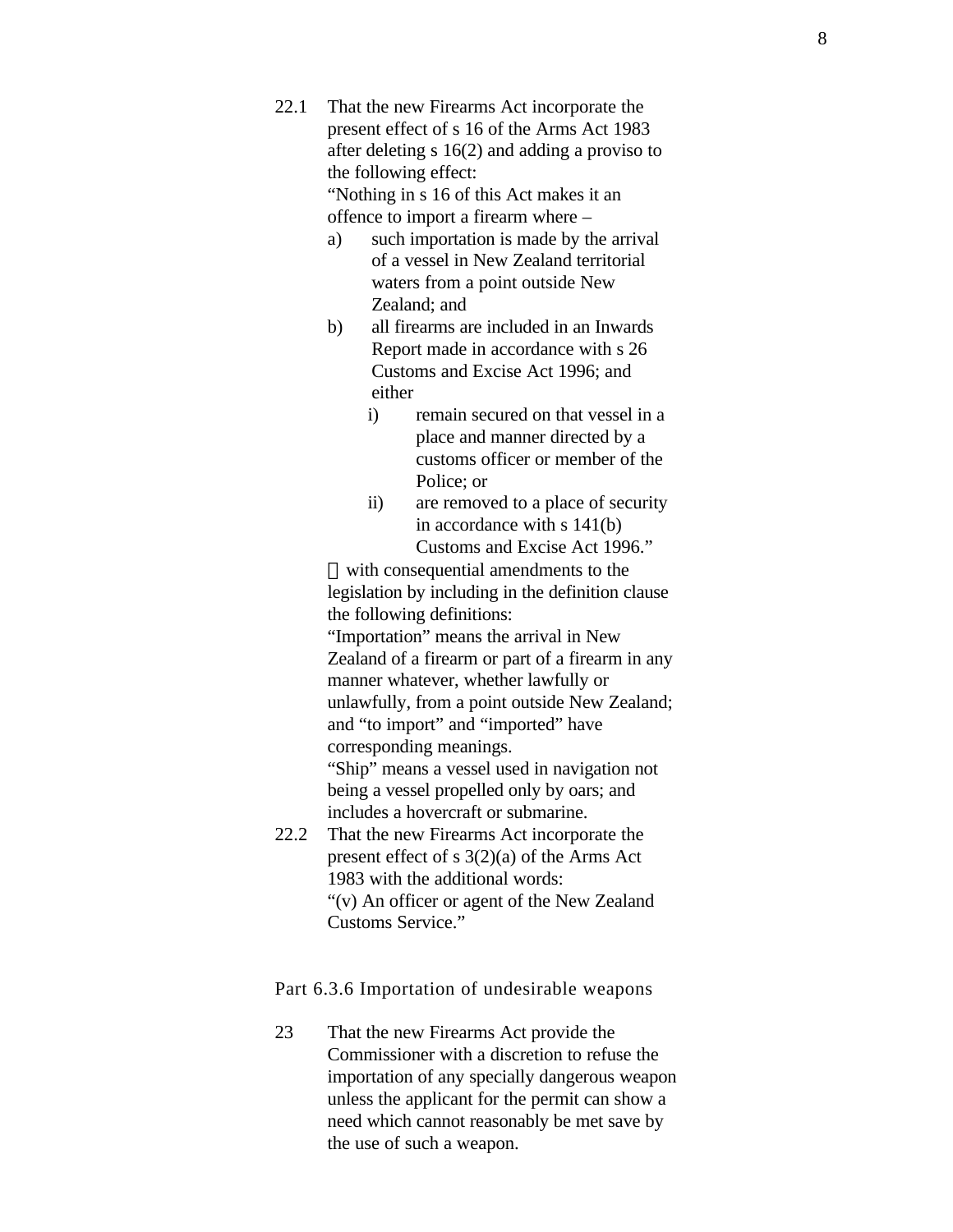22.1 That the new Firearms Act incorporate the present effect of s 16 of the Arms Act 1983 after deleting s 16(2) and adding a proviso to the following effect:

"Nothing in s 16 of this Act makes it an offence to import a firearm where –

a) such importation is made by the arrival of a vessel in New Zealand territorial waters from a point outside New Zealand; and
b) all firearms are included in an Inwards Report made in accordance with s 26 Customs and Excise Act 1996; and either
   i) remain secured on that vessel in a place and manner directed by a customs officer or member of the Police; or
   ii) are removed to a place of security in accordance with s 141(b) Customs and Excise Act 1996."

 with consequential amendments to the legislation by including in the definition clause the following definitions:

"Importation" means the arrival in New Zealand of a firearm or part of a firearm in any manner whatever, whether lawfully or unlawfully, from a point outside New Zealand; and "to import" and "imported" have corresponding meanings.

"Ship" means a vessel used in navigation not being a vessel propelled only by oars; and includes a hovercraft or submarine.

22.2 That the new Firearms Act incorporate the present effect of s 3(2)(a) of the Arms Act 1983 with the additional words:

"(v) An officer or agent of the New Zealand Customs Service."

## Part 6.3.6 Importation of undesirable weapons

23 That the new Firearms Act provide the Commissioner with a discretion to refuse the importation of any specially dangerous weapon unless the applicant for the permit can show a need which cannot reasonably be met save by the use of such a weapon.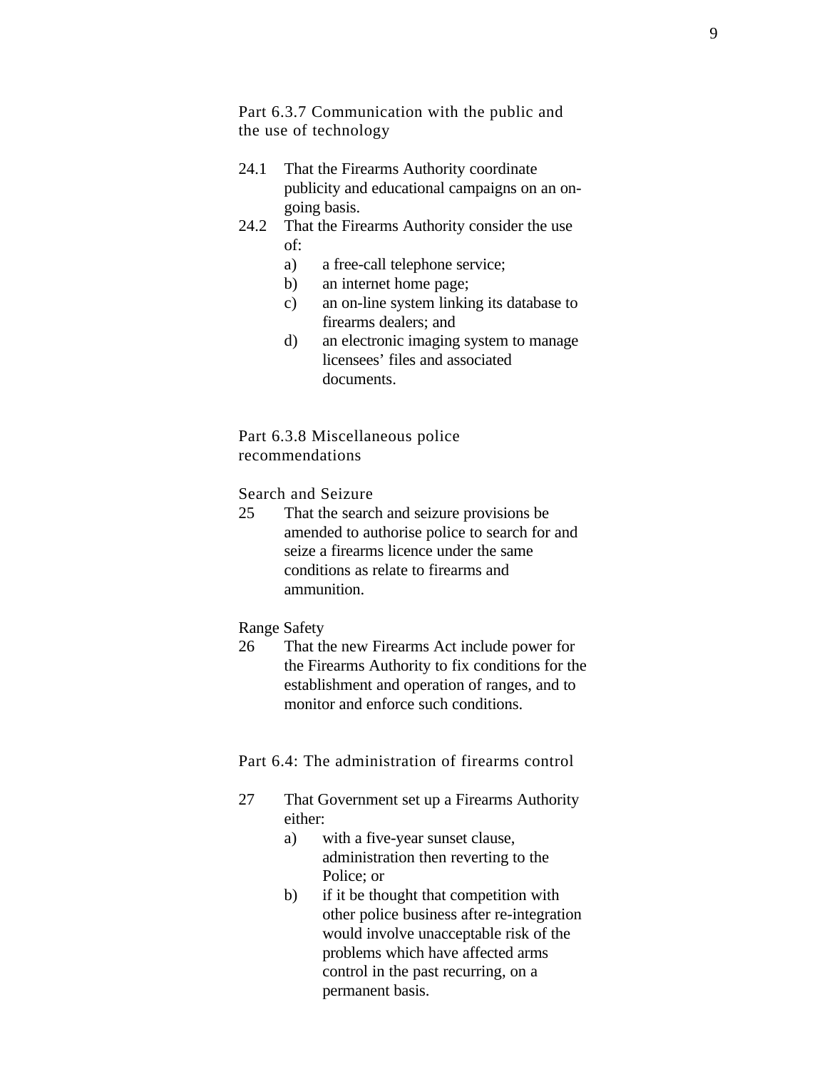## Part 6.3.7 Communication with the public and the use of technology

24.1 That the Firearms Authority coordinate publicity and educational campaigns on an on-going basis.

24.2 That the Firearms Authority consider the use of:

- a) a free-call telephone service;
- b) an internet home page;
- c) an on-line system linking its database to firearms dealers; and
- d) an electronic imaging system to manage licensees' files and associated documents.

## Part 6.3.8 Miscellaneous police recommendations

### Search and Seizure

25 That the search and seizure provisions be amended to authorise police to search for and seize a firearms licence under the same conditions as relate to firearms and ammunition.

### Range Safety

26 That the new Firearms Act include power for the Firearms Authority to fix conditions for the establishment and operation of ranges, and to monitor and enforce such conditions.

## Part 6.4: The administration of firearms control

27 That Government set up a Firearms Authority either:

- a) with a five-year sunset clause, administration then reverting to the Police; or
- b) if it be thought that competition with other police business after re-integration would involve unacceptable risk of the problems which have affected arms control in the past recurring, on a permanent basis.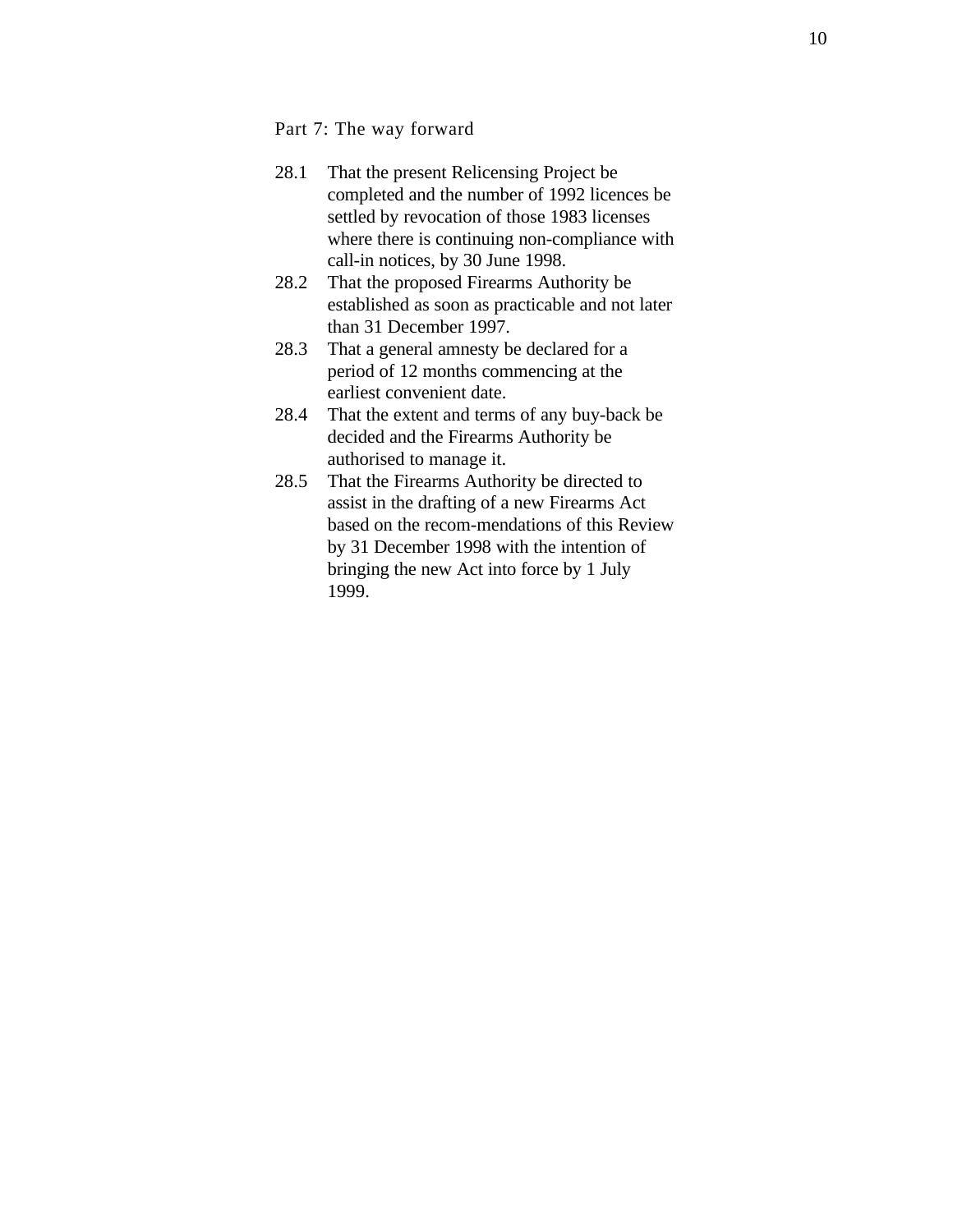## Part 7: The way forward

28.1 That the present Relicensing Project be completed and the number of 1992 licences be settled by revocation of those 1983 licenses where there is continuing non-compliance with call-in notices, by 30 June 1998.

28.2 That the proposed Firearms Authority be established as soon as practicable and not later than 31 December 1997.

28.3 That a general amnesty be declared for a period of 12 months commencing at the earliest convenient date.

28.4 That the extent and terms of any buy-back be decided and the Firearms Authority be authorised to manage it.

28.5 That the Firearms Authority be directed to assist in the drafting of a new Firearms Act based on the recom-mendations of this Review by 31 December 1998 with the intention of bringing the new Act into force by 1 July 1999.